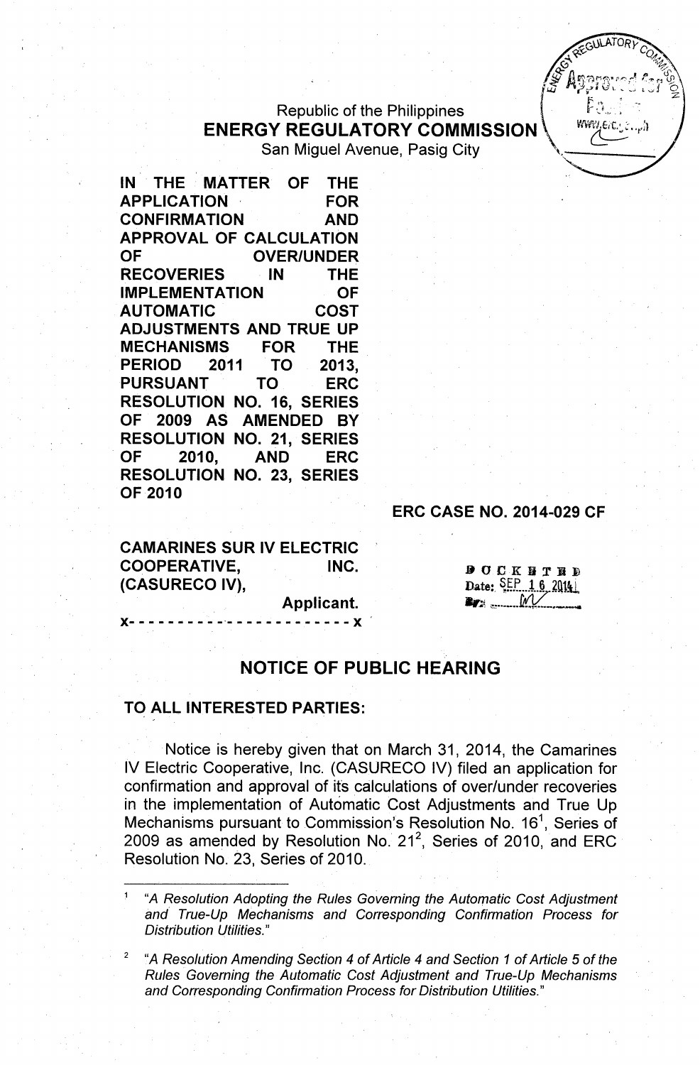Republic of the Philippines

**ENERGY REGULATORY COMMISSION**

San Miguel Avenue, Pasig City

**IN THE MATTER OF THE APPLICATION FOR CONFIRMATION AND APPROVAL OF CALCULATION OF OVER/UNDER RECOVERIES IN THE IMPLEMENTATION OF AUTOMATIC COST ADJUSTMENTS AND TRUE UP MECHANISMS FOR THE PERIOD 2011 TO 2013, PURSUANT TO ERC RESOLUTION NO. 16, SERIES OF 2009 AS AMENDED BY RESOLUTION NO. 21, SERIES OF 2010, AND ERC RESOLUTION NO. 23, SERIES OF 2010**

**ERC CASE NO. 2014-029 CF**

**CAMARINES SUR IV ELECTRIC COOPERATIVE, INC. (CASURECO IV),**

**Applicant.**

x- - - - - - - - - - - - - - - - - - - - - - x

DOCKETED
Date: SEP 16 2014
By: MV

## NOTICE OF PUBLIC HEARING

**TO ALL INTERESTED PARTIES:**

Notice is hereby given that on March 31, 2014, the Camarines IV Electric Cooperative, Inc. (CASURECO IV) filed an application for confirmation and approval of its calculations of over/under recoveries in the implementation of Automatic Cost Adjustments and True Up Mechanisms pursuant to Commission's Resolution No. 16[1], Series of 2009 as amended by Resolution No. 21[2], Series of 2010, and ERC Resolution No. 23, Series of 2010.

---

[1] *"A Resolution Adopting the Rules Governing the Automatic Cost Adjustment and True-Up Mechanisms and Corresponding Confirmation Process for Distribution Utilities."*

[2] *"A Resolution Amending Section 4 of Article 4 and Section 1 of Article 5 of the Rules Governing the Automatic Cost Adjustment and True-Up Mechanisms and Corresponding Confirmation Process for Distribution Utilities."*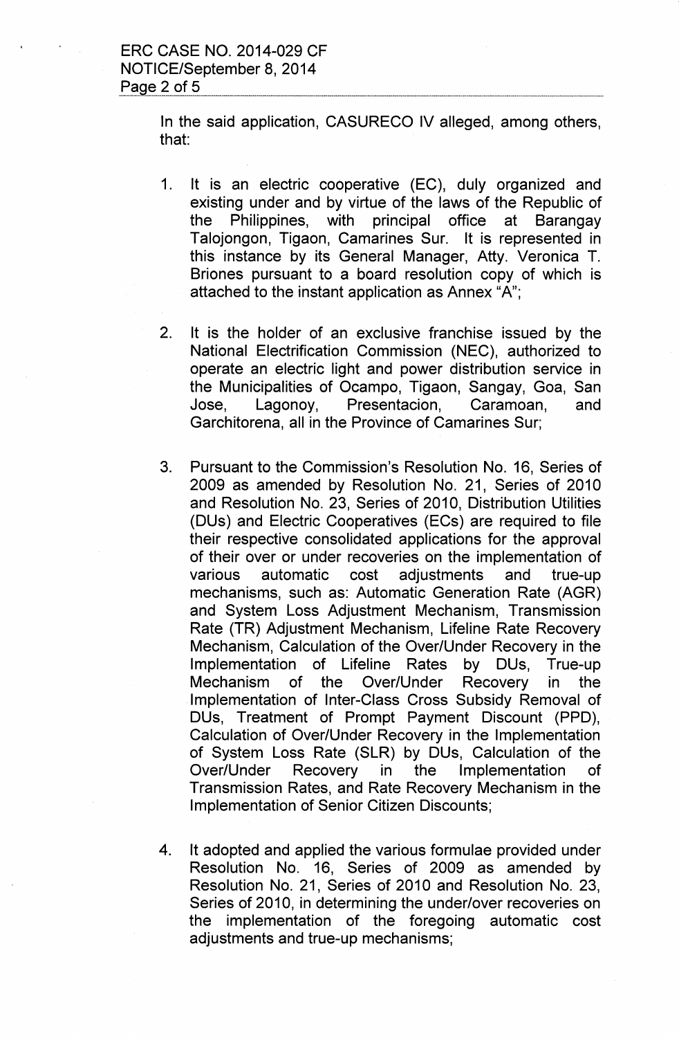In the said application, CASURECO IV alleged, among others, that:

1. It is an electric cooperative (EC), duly organized and existing under and by virtue of the laws of the Republic of the Philippines, with principal office at Barangay Talojongon, Tigaon, Camarines Sur. It is represented in this instance by its General Manager, Atty. Veronica T. Briones pursuant to a board resolution copy of which is attached to the instant application as Annex "A";

2. It is the holder of an exclusive franchise issued by the National Electrification Commission (NEC), authorized to operate an electric light and power distribution service in the Municipalities of Ocampo, Tigaon, Sangay, Goa, San Jose, Lagonoy, Presentacion, Caramoan, and Garchitorena, all in the Province of Camarines Sur;

3. Pursuant to the Commission's Resolution No. 16, Series of 2009 as amended by Resolution No. 21, Series of 2010 and Resolution No. 23, Series of 2010, Distribution Utilities (DUs) and Electric Cooperatives (ECs) are required to file their respective consolidated applications for the approval of their over or under recoveries on the implementation of various automatic cost adjustments and true-up mechanisms, such as: Automatic Generation Rate (AGR) and System Loss Adjustment Mechanism, Transmission Rate (TR) Adjustment Mechanism, Lifeline Rate Recovery Mechanism, Calculation of the Over/Under Recovery in the Implementation of Lifeline Rates by DUs, True-up Mechanism of the Over/Under Recovery in the Implementation of Inter-Class Cross Subsidy Removal of DUs, Treatment of Prompt Payment Discount (PPD), Calculation of Over/Under Recovery in the Implementation of System Loss Rate (SLR) by DUs, Calculation of the Over/Under Recovery in the Implementation of Transmission Rates, and Rate Recovery Mechanism in the Implementation of Senior Citizen Discounts;

4. It adopted and applied the various formulae provided under Resolution No. 16, Series of 2009 as amended by Resolution No. 21, Series of 2010 and Resolution No. 23, Series of 2010, in determining the under/over recoveries on the implementation of the foregoing automatic cost adjustments and true-up mechanisms;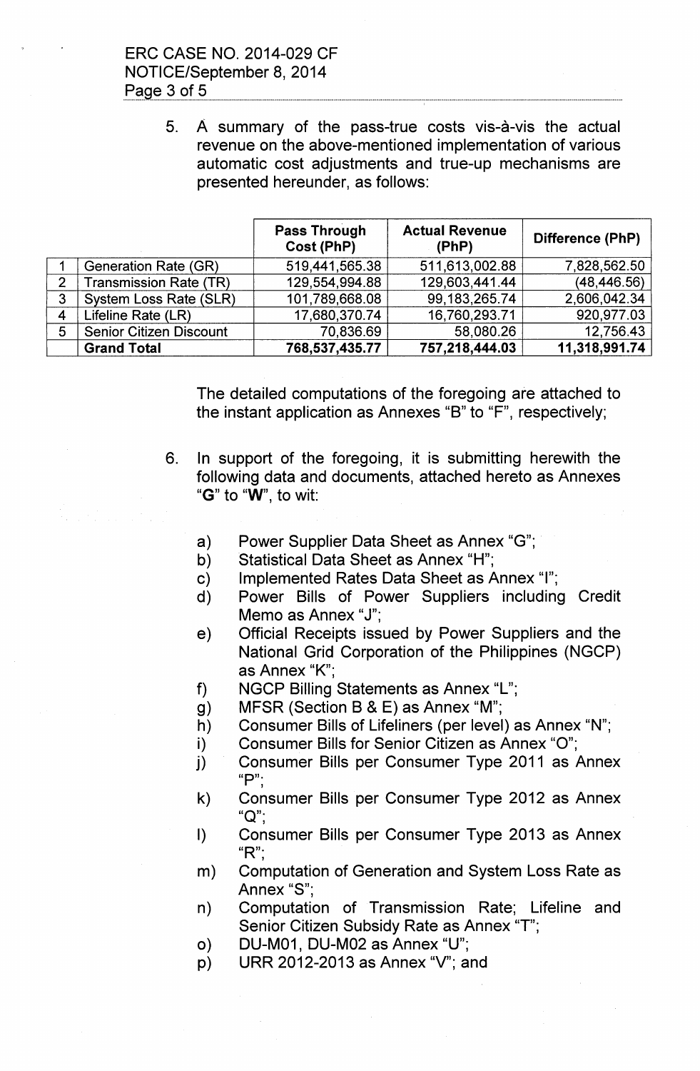5. A summary of the pass-true costs vis-à-vis the actual revenue on the above-mentioned implementation of various automatic cost adjustments and true-up mechanisms are presented hereunder, as follows:

| | | Pass Through Cost (PhP) | Actual Revenue (PhP) | Difference (PhP) |
|---|---|---|---|---|
| 1 | Generation Rate (GR) | 519,441,565.38 | 511,613,002.88 | 7,828,562.50 |
| 2 | Transmission Rate (TR) | 129,554,994.88 | 129,603,441.44 | (48,446.56) |
| 3 | System Loss Rate (SLR) | 101,789,668.08 | 99,183,265.74 | 2,606,042.34 |
| 4 | Lifeline Rate (LR) | 17,680,370.74 | 16,760,293.71 | 920,977.03 |
| 5 | Senior Citizen Discount | 70,836.69 | 58,080.26 | 12,756.43 |
| | **Grand Total** | **768,537,435.77** | **757,218,444.03** | **11,318,991.74** |

The detailed computations of the foregoing are attached to the instant application as Annexes "B" to "F", respectively;

6. In support of the foregoing, it is submitting herewith the following data and documents, attached hereto as Annexes "**G**" to "**W**", to wit:

   a) Power Supplier Data Sheet as Annex "G";
   b) Statistical Data Sheet as Annex "H";
   c) Implemented Rates Data Sheet as Annex "I";
   d) Power Bills of Power Suppliers including Credit Memo as Annex "J";
   e) Official Receipts issued by Power Suppliers and the National Grid Corporation of the Philippines (NGCP) as Annex "K";
   f) NGCP Billing Statements as Annex "L";
   g) MFSR (Section B & E) as Annex "M";
   h) Consumer Bills of Lifeliners (per level) as Annex "N";
   i) Consumer Bills for Senior Citizen as Annex "O";
   j) Consumer Bills per Consumer Type 2011 as Annex "P";
   k) Consumer Bills per Consumer Type 2012 as Annex "Q";
   l) Consumer Bills per Consumer Type 2013 as Annex "R";
   m) Computation of Generation and System Loss Rate as Annex "S";
   n) Computation of Transmission Rate; Lifeline and Senior Citizen Subsidy Rate as Annex "T";
   o) DU-M01, DU-M02 as Annex "U";
   p) URR 2012-2013 as Annex "V"; and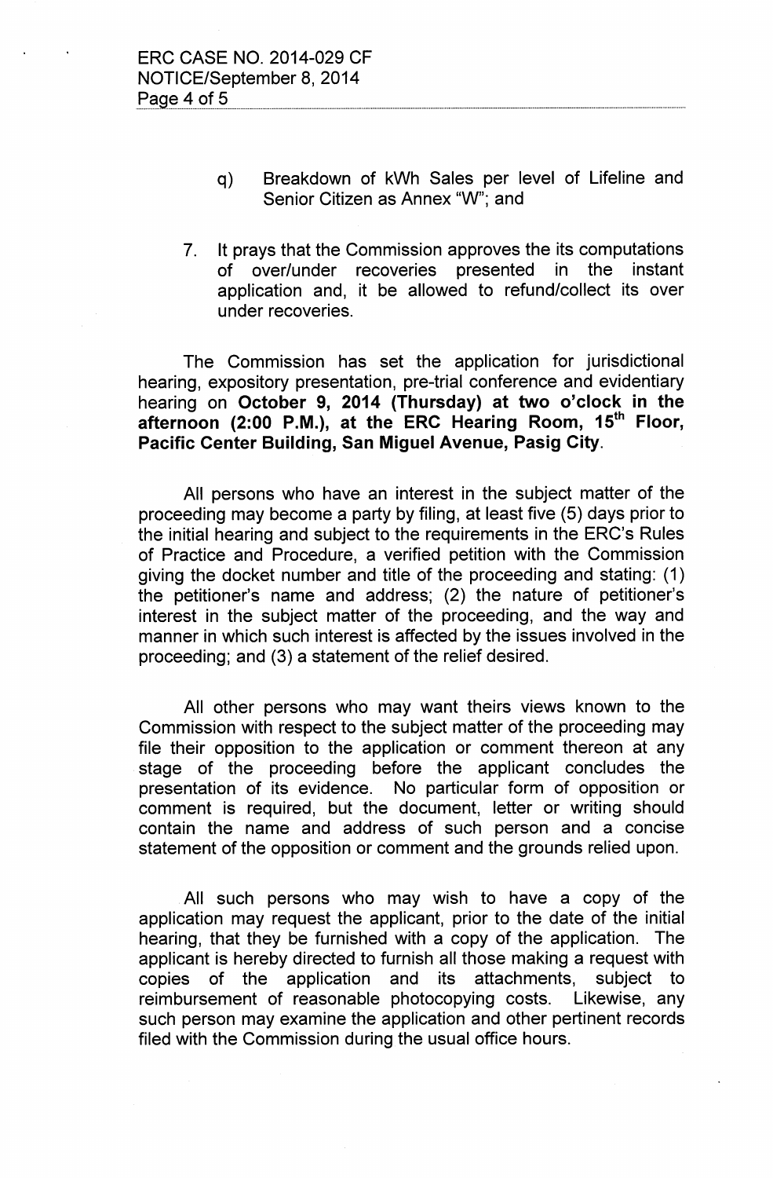q) Breakdown of kWh Sales per level of Lifeline and Senior Citizen as Annex "W"; and

7. It prays that the Commission approves the its computations of over/under recoveries presented in the instant application and, it be allowed to refund/collect its over under recoveries.

The Commission has set the application for jurisdictional hearing, expository presentation, pre-trial conference and evidentiary hearing on **October 9, 2014 (Thursday) at two o'clock in the afternoon (2:00 P.M.), at the ERC Hearing Room, 15th Floor, Pacific Center Building, San Miguel Avenue, Pasig City**.

All persons who have an interest in the subject matter of the proceeding may become a party by filing, at least five (5) days prior to the initial hearing and subject to the requirements in the ERC's Rules of Practice and Procedure, a verified petition with the Commission giving the docket number and title of the proceeding and stating: (1) the petitioner's name and address; (2) the nature of petitioner's interest in the subject matter of the proceeding, and the way and manner in which such interest is affected by the issues involved in the proceeding; and (3) a statement of the relief desired.

All other persons who may want theirs views known to the Commission with respect to the subject matter of the proceeding may file their opposition to the application or comment thereon at any stage of the proceeding before the applicant concludes the presentation of its evidence. No particular form of opposition or comment is required, but the document, letter or writing should contain the name and address of such person and a concise statement of the opposition or comment and the grounds relied upon.

All such persons who may wish to have a copy of the application may request the applicant, prior to the date of the initial hearing, that they be furnished with a copy of the application. The applicant is hereby directed to furnish all those making a request with copies of the application and its attachments, subject to reimbursement of reasonable photocopying costs. Likewise, any such person may examine the application and other pertinent records filed with the Commission during the usual office hours.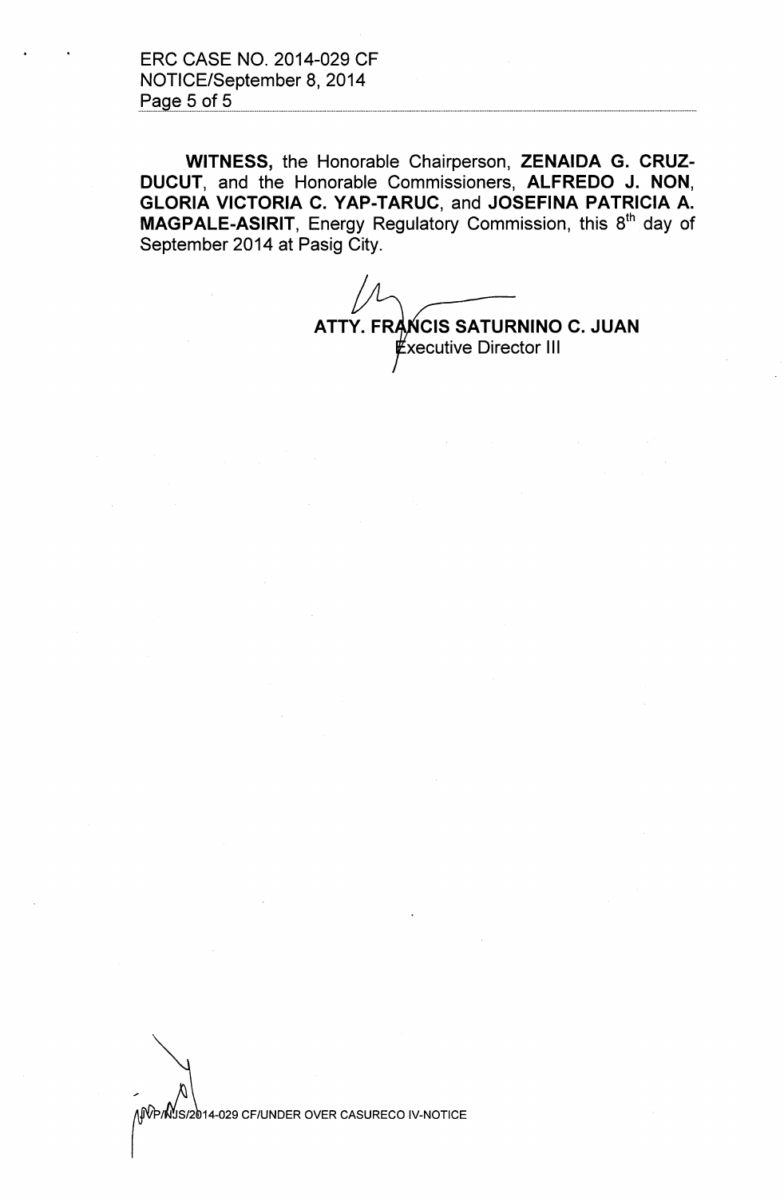**WITNESS,** the Honorable Chairperson, **ZENAIDA G. CRUZ-DUCUT**, and the Honorable Commissioners, **ALFREDO J. NON**, **GLORIA VICTORIA C. YAP-TARUC**, and **JOSEFINA PATRICIA A. MAGPALE-ASIRIT**, Energy Regulatory Commission, this 8th day of September 2014 at Pasig City.

**ATTY. FRANCIS SATURNINO C. JUAN**
Executive Director III

NVP/NJS/2014-029 CF/UNDER OVER CASURECO IV-NOTICE